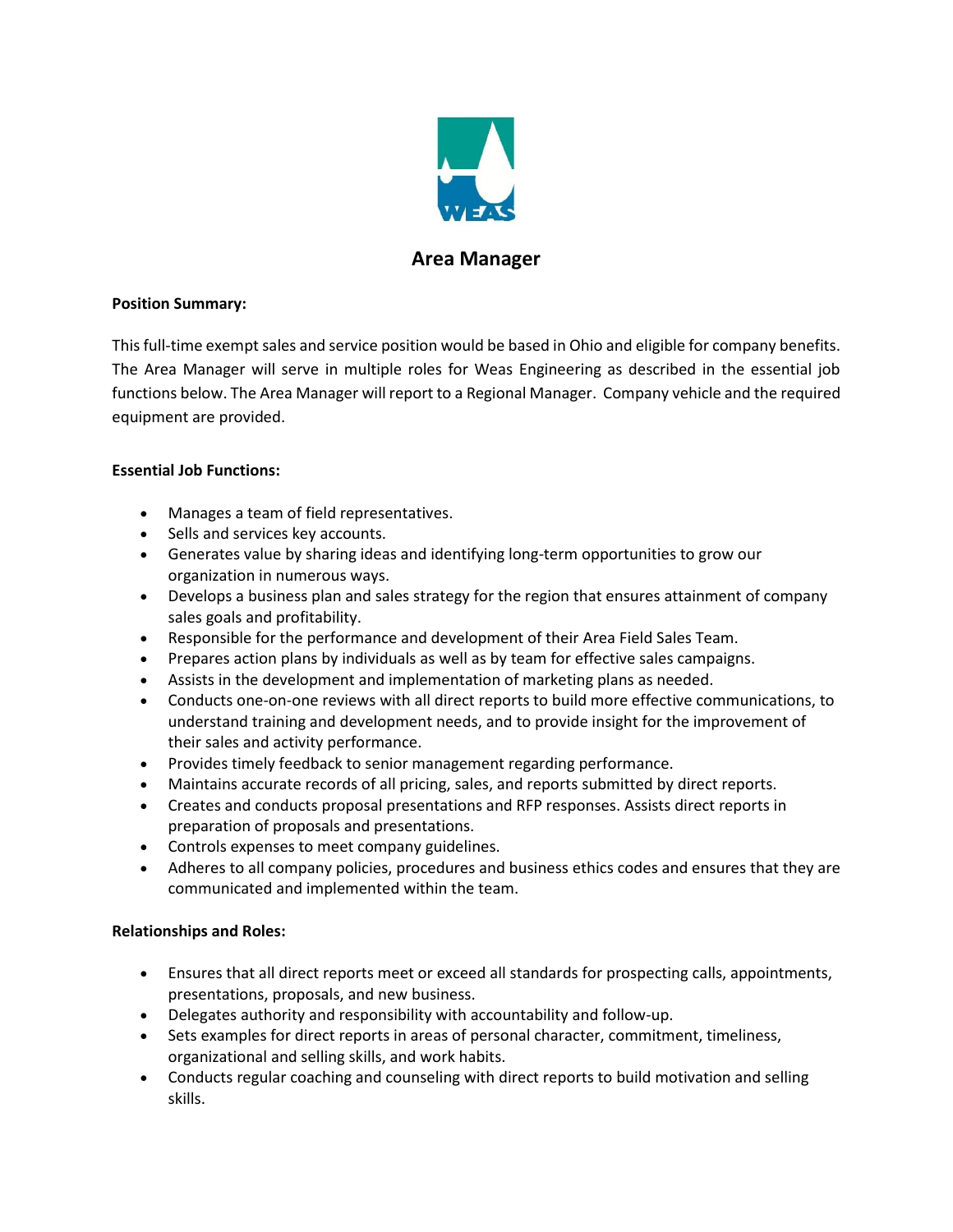# Area Manager

**Position Summary:**

This full-time exempt sales and service position would be based in Ohio and eligible for company benefits. The Area Manager will serve in multiple roles for Weas Engineering as described in the essential job functions below. The Area Manager will report to a Regional Manager. Company vehicle and the required equipment are provided.

**Essential Job Functions:**

- Manages a team of field representatives.
- Sells and services key accounts.
- Generates value by sharing ideas and identifying long-term opportunities to grow our organization in numerous ways.
- Develops a business plan and sales strategy for the region that ensures attainment of company sales goals and profitability.
- Responsible for the performance and development of their Area Field Sales Team.
- Prepares action plans by individuals as well as by team for effective sales campaigns.
- Assists in the development and implementation of marketing plans as needed.
- Conducts one-on-one reviews with all direct reports to build more effective communications, to understand training and development needs, and to provide insight for the improvement of their sales and activity performance.
- Provides timely feedback to senior management regarding performance.
- Maintains accurate records of all pricing, sales, and reports submitted by direct reports.
- Creates and conducts proposal presentations and RFP responses. Assists direct reports in preparation of proposals and presentations.
- Controls expenses to meet company guidelines.
- Adheres to all company policies, procedures and business ethics codes and ensures that they are communicated and implemented within the team.

**Relationships and Roles:**

- Ensures that all direct reports meet or exceed all standards for prospecting calls, appointments, presentations, proposals, and new business.
- Delegates authority and responsibility with accountability and follow-up.
- Sets examples for direct reports in areas of personal character, commitment, timeliness, organizational and selling skills, and work habits.
- Conducts regular coaching and counseling with direct reports to build motivation and selling skills.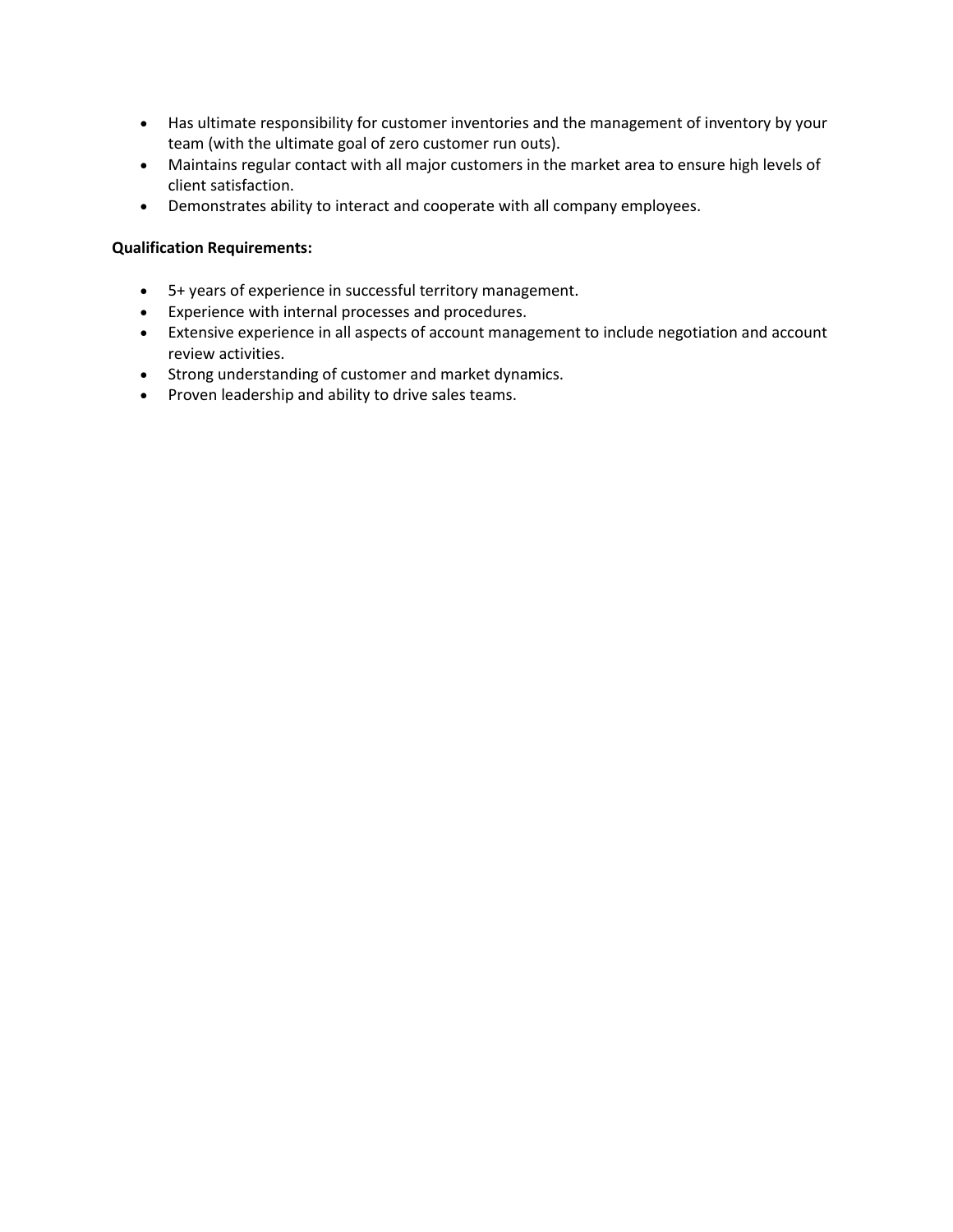- Has ultimate responsibility for customer inventories and the management of inventory by your team (with the ultimate goal of zero customer run outs).
- Maintains regular contact with all major customers in the market area to ensure high levels of client satisfaction.
- Demonstrates ability to interact and cooperate with all company employees.

**Qualification Requirements:**

- 5+ years of experience in successful territory management.
- Experience with internal processes and procedures.
- Extensive experience in all aspects of account management to include negotiation and account review activities.
- Strong understanding of customer and market dynamics.
- Proven leadership and ability to drive sales teams.